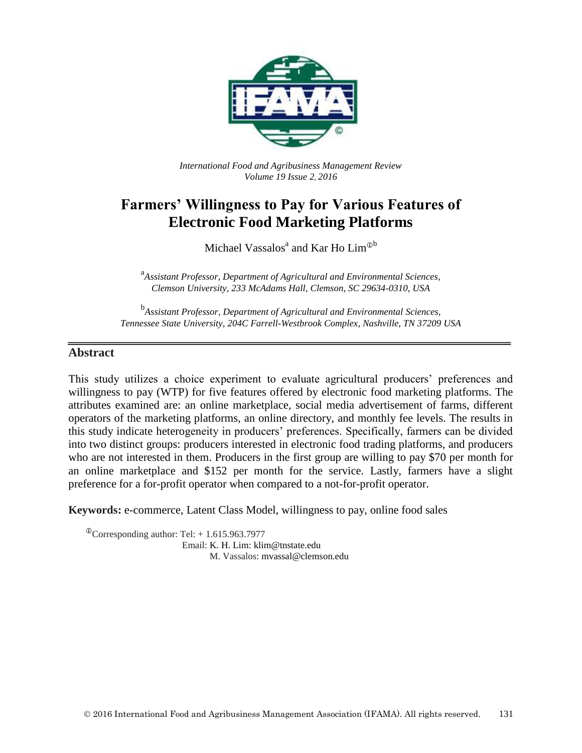*International Food and Agribusiness Management Review*
*Volume 19 Issue 2, 2016*

# Farmers' Willingness to Pay for Various Features of Electronic Food Marketing Platforms

Michael Vassalos[a] and Kar Ho Lim[b]

[a] *Assistant Professor, Department of Agricultural and Environmental Sciences, Clemson University, 233 McAdams Hall, Clemson, SC 29634-0310, USA*

[b] *Assistant Professor, Department of Agricultural and Environmental Sciences, Tennessee State University, 204C Farrell-Westbrook Complex, Nashville, TN 37209 USA*

## Abstract

This study utilizes a choice experiment to evaluate agricultural producers' preferences and willingness to pay (WTP) for five features offered by electronic food marketing platforms. The attributes examined are: an online marketplace, social media advertisement of farms, different operators of the marketing platforms, an online directory, and monthly fee levels. The results in this study indicate heterogeneity in producers' preferences. Specifically, farmers can be divided into two distinct groups: producers interested in electronic food trading platforms, and producers who are not interested in them. Producers in the first group are willing to pay $70 per month for an online marketplace and $152 per month for the service. Lastly, farmers have a slight preference for a for-profit operator when compared to a not-for-profit operator.

**Keywords:** e-commerce, Latent Class Model, willingness to pay, online food sales

Corresponding author: Tel: + 1.615.963.7977
Email: K. H. Lim: klim@tnstate.edu
M. Vassalos: mvassal@clemson.edu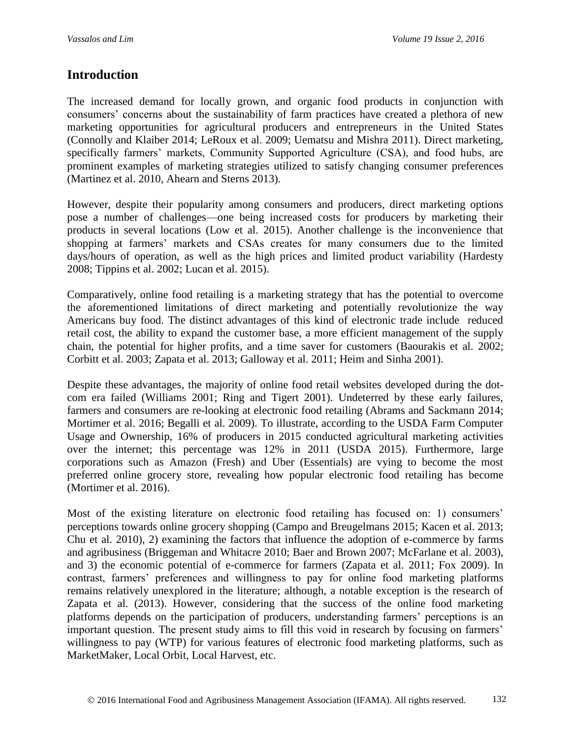## Introduction

The increased demand for locally grown, and organic food products in conjunction with consumers' concerns about the sustainability of farm practices have created a plethora of new marketing opportunities for agricultural producers and entrepreneurs in the United States (Connolly and Klaiber 2014; LeRoux et al. 2009; Uematsu and Mishra 2011). Direct marketing, specifically farmers' markets, Community Supported Agriculture (CSA), and food hubs, are prominent examples of marketing strategies utilized to satisfy changing consumer preferences (Martinez et al. 2010, Ahearn and Sterns 2013).

However, despite their popularity among consumers and producers, direct marketing options pose a number of challenges—one being increased costs for producers by marketing their products in several locations (Low et al. 2015). Another challenge is the inconvenience that shopping at farmers' markets and CSAs creates for many consumers due to the limited days/hours of operation, as well as the high prices and limited product variability (Hardesty 2008; Tippins et al. 2002; Lucan et al. 2015).

Comparatively, online food retailing is a marketing strategy that has the potential to overcome the aforementioned limitations of direct marketing and potentially revolutionize the way Americans buy food. The distinct advantages of this kind of electronic trade include reduced retail cost, the ability to expand the customer base, a more efficient management of the supply chain, the potential for higher profits, and a time saver for customers (Baourakis et al. 2002; Corbitt et al. 2003; Zapata et al. 2013; Galloway et al. 2011; Heim and Sinha 2001).

Despite these advantages, the majority of online food retail websites developed during the dot-com era failed (Williams 2001; Ring and Tigert 2001). Undeterred by these early failures, farmers and consumers are re-looking at electronic food retailing (Abrams and Sackmann 2014; Mortimer et al. 2016; Begalli et al. 2009). To illustrate, according to the USDA Farm Computer Usage and Ownership, 16% of producers in 2015 conducted agricultural marketing activities over the internet; this percentage was 12% in 2011 (USDA 2015). Furthermore, large corporations such as Amazon (Fresh) and Uber (Essentials) are vying to become the most preferred online grocery store, revealing how popular electronic food retailing has become (Mortimer et al. 2016).

Most of the existing literature on electronic food retailing has focused on: 1) consumers' perceptions towards online grocery shopping (Campo and Breugelmans 2015; Kacen et al. 2013; Chu et al. 2010), 2) examining the factors that influence the adoption of e-commerce by farms and agribusiness (Briggeman and Whitacre 2010; Baer and Brown 2007; McFarlane et al. 2003), and 3) the economic potential of e-commerce for farmers (Zapata et al. 2011; Fox 2009). In contrast, farmers' preferences and willingness to pay for online food marketing platforms remains relatively unexplored in the literature; although, a notable exception is the research of Zapata et al. (2013). However, considering that the success of the online food marketing platforms depends on the participation of producers, understanding farmers' perceptions is an important question. The present study aims to fill this void in research by focusing on farmers' willingness to pay (WTP) for various features of electronic food marketing platforms, such as MarketMaker, Local Orbit, Local Harvest, etc.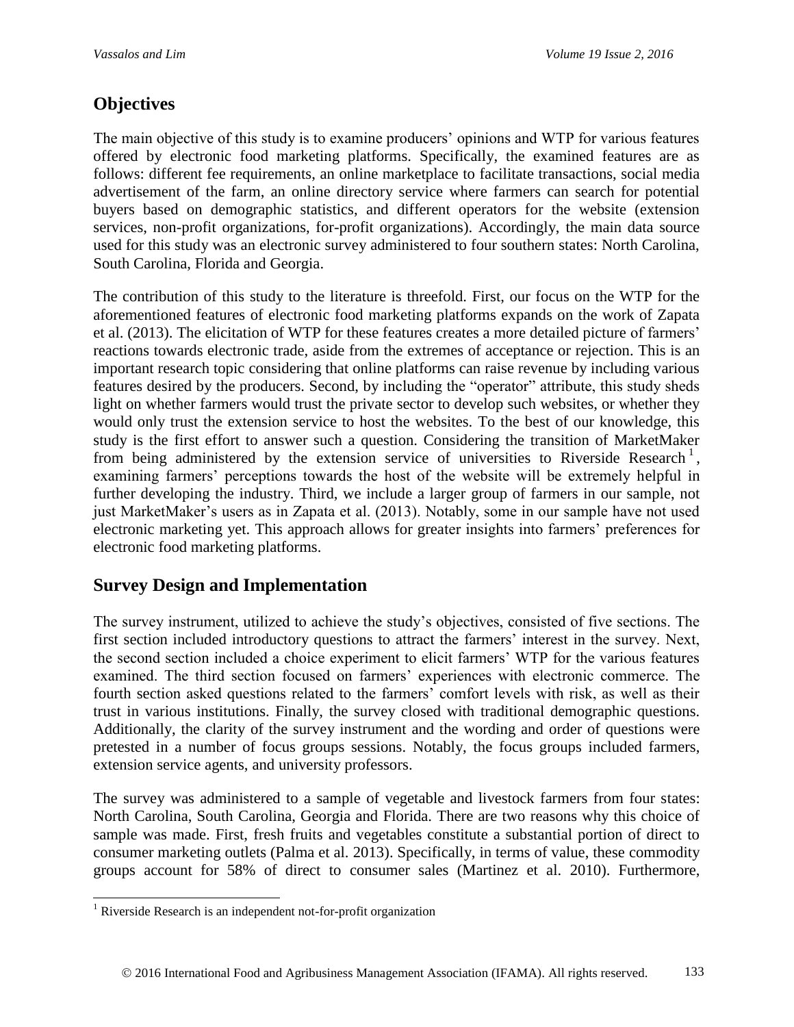## Objectives

The main objective of this study is to examine producers' opinions and WTP for various features offered by electronic food marketing platforms. Specifically, the examined features are as follows: different fee requirements, an online marketplace to facilitate transactions, social media advertisement of the farm, an online directory service where farmers can search for potential buyers based on demographic statistics, and different operators for the website (extension services, non-profit organizations, for-profit organizations). Accordingly, the main data source used for this study was an electronic survey administered to four southern states: North Carolina, South Carolina, Florida and Georgia.

The contribution of this study to the literature is threefold. First, our focus on the WTP for the aforementioned features of electronic food marketing platforms expands on the work of Zapata et al. (2013). The elicitation of WTP for these features creates a more detailed picture of farmers' reactions towards electronic trade, aside from the extremes of acceptance or rejection. This is an important research topic considering that online platforms can raise revenue by including various features desired by the producers. Second, by including the "operator" attribute, this study sheds light on whether farmers would trust the private sector to develop such websites, or whether they would only trust the extension service to host the websites. To the best of our knowledge, this study is the first effort to answer such a question. Considering the transition of MarketMaker from being administered by the extension service of universities to Riverside Research[1], examining farmers' perceptions towards the host of the website will be extremely helpful in further developing the industry. Third, we include a larger group of farmers in our sample, not just MarketMaker's users as in Zapata et al. (2013). Notably, some in our sample have not used electronic marketing yet. This approach allows for greater insights into farmers' preferences for electronic food marketing platforms.

## Survey Design and Implementation

The survey instrument, utilized to achieve the study's objectives, consisted of five sections. The first section included introductory questions to attract the farmers' interest in the survey. Next, the second section included a choice experiment to elicit farmers' WTP for the various features examined. The third section focused on farmers' experiences with electronic commerce. The fourth section asked questions related to the farmers' comfort levels with risk, as well as their trust in various institutions. Finally, the survey closed with traditional demographic questions. Additionally, the clarity of the survey instrument and the wording and order of questions were pretested in a number of focus groups sessions. Notably, the focus groups included farmers, extension service agents, and university professors.

The survey was administered to a sample of vegetable and livestock farmers from four states: North Carolina, South Carolina, Georgia and Florida. There are two reasons why this choice of sample was made. First, fresh fruits and vegetables constitute a substantial portion of direct to consumer marketing outlets (Palma et al. 2013). Specifically, in terms of value, these commodity groups account for 58% of direct to consumer sales (Martinez et al. 2010). Furthermore,

[1] Riverside Research is an independent not-for-profit organization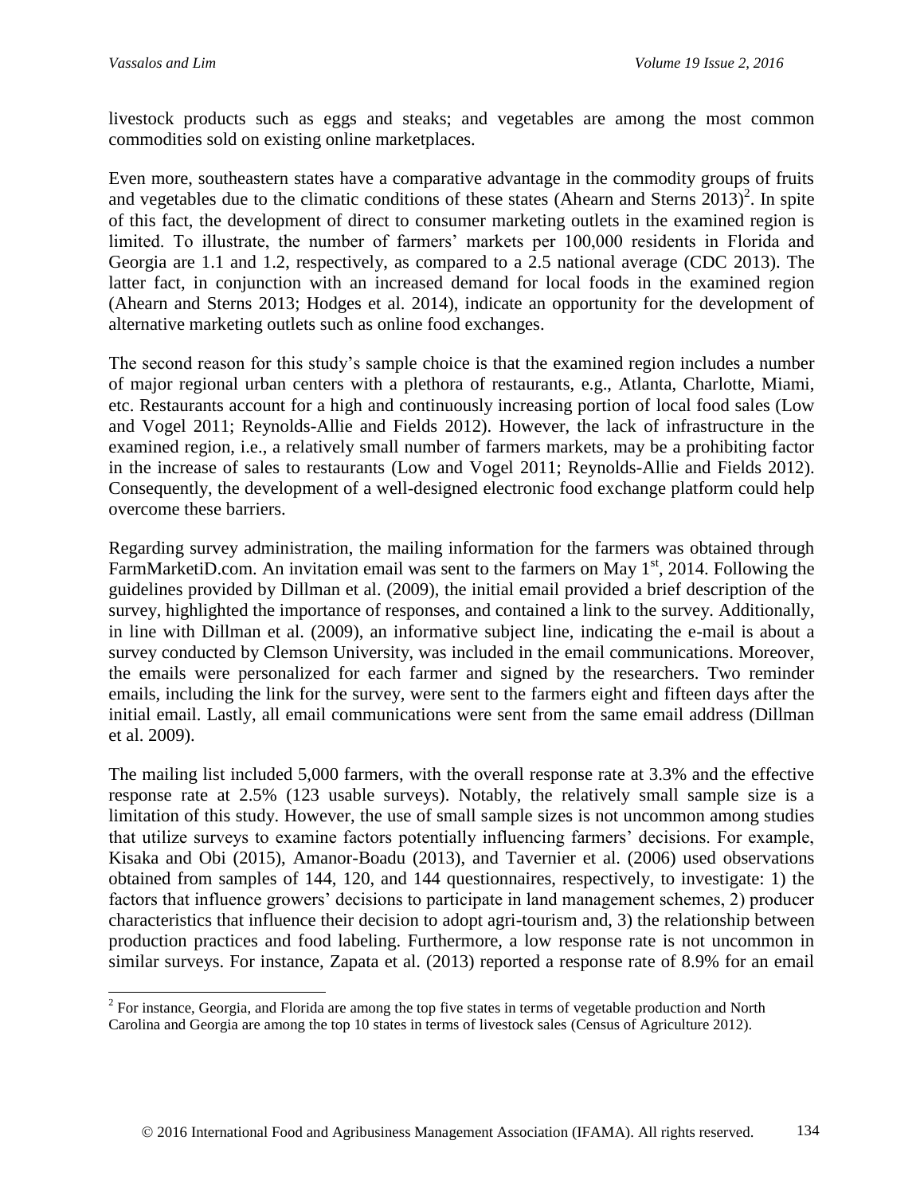livestock products such as eggs and steaks; and vegetables are among the most common commodities sold on existing online marketplaces.

Even more, southeastern states have a comparative advantage in the commodity groups of fruits and vegetables due to the climatic conditions of these states (Ahearn and Sterns 2013)[2]. In spite of this fact, the development of direct to consumer marketing outlets in the examined region is limited. To illustrate, the number of farmers' markets per 100,000 residents in Florida and Georgia are 1.1 and 1.2, respectively, as compared to a 2.5 national average (CDC 2013). The latter fact, in conjunction with an increased demand for local foods in the examined region (Ahearn and Sterns 2013; Hodges et al. 2014), indicate an opportunity for the development of alternative marketing outlets such as online food exchanges.

The second reason for this study's sample choice is that the examined region includes a number of major regional urban centers with a plethora of restaurants, e.g., Atlanta, Charlotte, Miami, etc. Restaurants account for a high and continuously increasing portion of local food sales (Low and Vogel 2011; Reynolds-Allie and Fields 2012). However, the lack of infrastructure in the examined region, i.e., a relatively small number of farmers markets, may be a prohibiting factor in the increase of sales to restaurants (Low and Vogel 2011; Reynolds-Allie and Fields 2012). Consequently, the development of a well-designed electronic food exchange platform could help overcome these barriers.

Regarding survey administration, the mailing information for the farmers was obtained through FarmMarketiD.com. An invitation email was sent to the farmers on May 1st, 2014. Following the guidelines provided by Dillman et al. (2009), the initial email provided a brief description of the survey, highlighted the importance of responses, and contained a link to the survey. Additionally, in line with Dillman et al. (2009), an informative subject line, indicating the e-mail is about a survey conducted by Clemson University, was included in the email communications. Moreover, the emails were personalized for each farmer and signed by the researchers. Two reminder emails, including the link for the survey, were sent to the farmers eight and fifteen days after the initial email. Lastly, all email communications were sent from the same email address (Dillman et al. 2009).

The mailing list included 5,000 farmers, with the overall response rate at 3.3% and the effective response rate at 2.5% (123 usable surveys). Notably, the relatively small sample size is a limitation of this study. However, the use of small sample sizes is not uncommon among studies that utilize surveys to examine factors potentially influencing farmers' decisions. For example, Kisaka and Obi (2015), Amanor-Boadu (2013), and Tavernier et al. (2006) used observations obtained from samples of 144, 120, and 144 questionnaires, respectively, to investigate: 1) the factors that influence growers' decisions to participate in land management schemes, 2) producer characteristics that influence their decision to adopt agri-tourism and, 3) the relationship between production practices and food labeling. Furthermore, a low response rate is not uncommon in similar surveys. For instance, Zapata et al. (2013) reported a response rate of 8.9% for an email

---

[2] For instance, Georgia, and Florida are among the top five states in terms of vegetable production and North Carolina and Georgia are among the top 10 states in terms of livestock sales (Census of Agriculture 2012).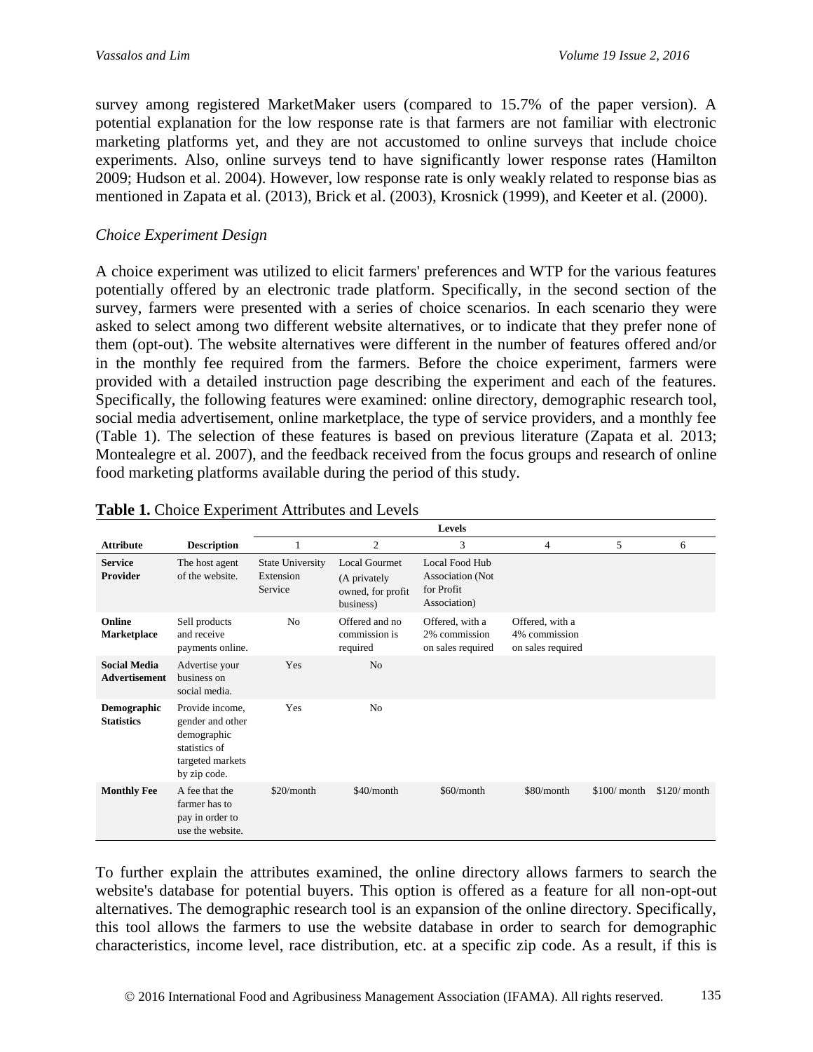survey among registered MarketMaker users (compared to 15.7% of the paper version). A potential explanation for the low response rate is that farmers are not familiar with electronic marketing platforms yet, and they are not accustomed to online surveys that include choice experiments. Also, online surveys tend to have significantly lower response rates (Hamilton 2009; Hudson et al. 2004). However, low response rate is only weakly related to response bias as mentioned in Zapata et al. (2013), Brick et al. (2003), Krosnick (1999), and Keeter et al. (2000).

*Choice Experiment Design*

A choice experiment was utilized to elicit farmers' preferences and WTP for the various features potentially offered by an electronic trade platform. Specifically, in the second section of the survey, farmers were presented with a series of choice scenarios. In each scenario they were asked to select among two different website alternatives, or to indicate that they prefer none of them (opt-out). The website alternatives were different in the number of features offered and/or in the monthly fee required from the farmers. Before the choice experiment, farmers were provided with a detailed instruction page describing the experiment and each of the features. Specifically, the following features were examined: online directory, demographic research tool, social media advertisement, online marketplace, the type of service providers, and a monthly fee (Table 1). The selection of these features is based on previous literature (Zapata et al. 2013; Montealegre et al. 2007), and the feedback received from the focus groups and research of online food marketing platforms available during the period of this study.

**Table 1.** Choice Experiment Attributes and Levels

| | | Levels | | | | | |
|---|---|---|---|---|---|---|---|
| **Attribute** | **Description** | 1 | 2 | 3 | 4 | 5 | 6 |
| **Service Provider** | The host agent of the website. | State University Extension Service | Local Gourmet (A privately owned, for profit business) | Local Food Hub Association (Not for Profit Association) | | | |
| **Online Marketplace** | Sell products and receive payments online. | No | Offered and no commission is required | Offered, with a 2% commission on sales required | Offered, with a 4% commission on sales required | | |
| **Social Media Advertisement** | Advertise your business on social media. | Yes | No | | | | |
| **Demographic Statistics** | Provide income, gender and other demographic statistics of targeted markets by zip code. | Yes | No | | | | |
| **Monthly Fee** | A fee that the farmer has to pay in order to use the website. | $20/month | $40/month | $60/month | $80/month | $100/ month | $120/ month |

To further explain the attributes examined, the online directory allows farmers to search the website's database for potential buyers. This option is offered as a feature for all non-opt-out alternatives. The demographic research tool is an expansion of the online directory. Specifically, this tool allows the farmers to use the website database in order to search for demographic characteristics, income level, race distribution, etc. at a specific zip code. As a result, if this is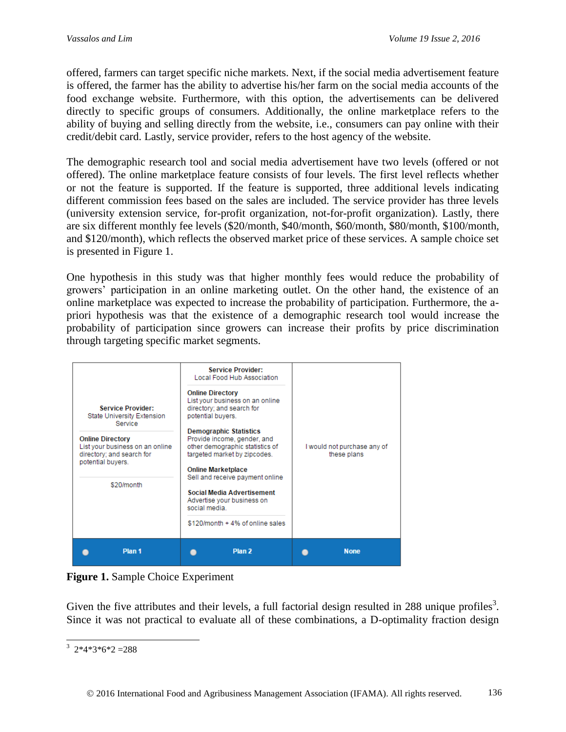offered, farmers can target specific niche markets. Next, if the social media advertisement feature is offered, the farmer has the ability to advertise his/her farm on the social media accounts of the food exchange website. Furthermore, with this option, the advertisements can be delivered directly to specific groups of consumers. Additionally, the online marketplace refers to the ability of buying and selling directly from the website, i.e., consumers can pay online with their credit/debit card. Lastly, service provider, refers to the host agency of the website.

The demographic research tool and social media advertisement have two levels (offered or not offered). The online marketplace feature consists of four levels. The first level reflects whether or not the feature is supported. If the feature is supported, three additional levels indicating different commission fees based on the sales are included. The service provider has three levels (university extension service, for-profit organization, not-for-profit organization). Lastly, there are six different monthly fee levels ($20/month, $40/month, $60/month, $80/month, $100/month, and $120/month), which reflects the observed market price of these services. A sample choice set is presented in Figure 1.

One hypothesis in this study was that higher monthly fees would reduce the probability of growers' participation in an online marketing outlet. On the other hand, the existence of an online marketplace was expected to increase the probability of participation. Furthermore, the a-priori hypothesis was that the existence of a demographic research tool would increase the probability of participation since growers can increase their profits by price discrimination through targeting specific market segments.

| Plan 1 | Plan 2 | None |
|---|---|---|
| **Service Provider:** State University Extension Service<br><br>**Online Directory** List your business on an online directory; and search for potential buyers.<br><br>$20/month | **Service Provider:** Local Food Hub Association<br><br>**Online Directory** List your business on an online directory; and search for potential buyers.<br><br>**Demographic Statistics** Provide income, gender, and other demographic statistics of targeted market by zipcodes.<br><br>**Online Marketplace** Sell and receive payment online<br><br>**Social Media Advertisement** Advertise your business on social media.<br><br>$120/month + 4% of online sales | I would not purchase any of these plans |

**Figure 1.** Sample Choice Experiment

Given the five attributes and their levels, a full factorial design resulted in 288 unique profiles[3]. Since it was not practical to evaluate all of these combinations, a D-optimality fraction design

[3] 2\*4\*3\*6\*2 =288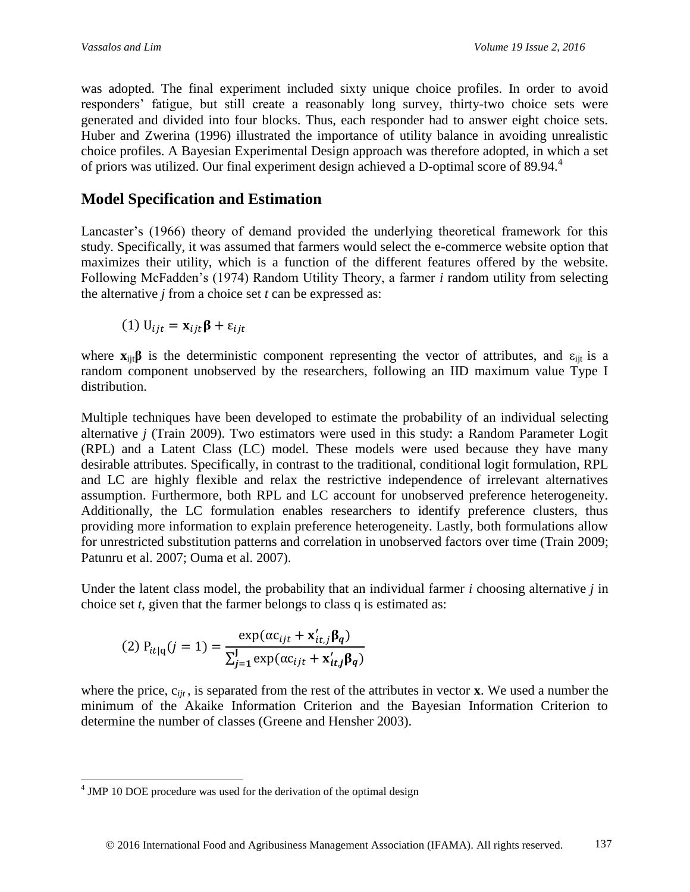was adopted. The final experiment included sixty unique choice profiles. In order to avoid responders' fatigue, but still create a reasonably long survey, thirty-two choice sets were generated and divided into four blocks. Thus, each responder had to answer eight choice sets. Huber and Zwerina (1996) illustrated the importance of utility balance in avoiding unrealistic choice profiles. A Bayesian Experimental Design approach was therefore adopted, in which a set of priors was utilized. Our final experiment design achieved a D-optimal score of 89.94.[4]

## Model Specification and Estimation

Lancaster's (1966) theory of demand provided the underlying theoretical framework for this study. Specifically, it was assumed that farmers would select the e-commerce website option that maximizes their utility, which is a function of the different features offered by the website. Following McFadden's (1974) Random Utility Theory, a farmer *i* random utility from selecting the alternative *j* from a choice set *t* can be expressed as:

$$(1)\ \mathrm{U}_{ijt} = \mathbf{x}_{ijt}\boldsymbol{\beta} + \varepsilon_{ijt}$$

where $\mathbf{x}_{ijt}\boldsymbol{\beta}$ is the deterministic component representing the vector of attributes, and $\varepsilon_{ijt}$ is a random component unobserved by the researchers, following an IID maximum value Type I distribution.

Multiple techniques have been developed to estimate the probability of an individual selecting alternative *j* (Train 2009). Two estimators were used in this study: a Random Parameter Logit (RPL) and a Latent Class (LC) model. These models were used because they have many desirable attributes. Specifically, in contrast to the traditional, conditional logit formulation, RPL and LC are highly flexible and relax the restrictive independence of irrelevant alternatives assumption. Furthermore, both RPL and LC account for unobserved preference heterogeneity. Additionally, the LC formulation enables researchers to identify preference clusters, thus providing more information to explain preference heterogeneity. Lastly, both formulations allow for unrestricted substitution patterns and correlation in unobserved factors over time (Train 2009; Patunru et al. 2007; Ouma et al. 2007).

Under the latent class model, the probability that an individual farmer *i* choosing alternative *j* in choice set *t*, given that the farmer belongs to class q is estimated as:

$$(2)\ \mathrm{P}_{it|\mathrm{q}}(j=1) = \frac{\exp(\alpha \mathrm{c}_{ijt} + \mathbf{x}'_{it,j}\boldsymbol{\beta}_{\boldsymbol{q}})}{\sum_{\boldsymbol{j}=\mathbf{1}}^{\mathbf{J}} \exp(\alpha \mathrm{c}_{ijt} + \mathbf{x}'_{\boldsymbol{it,j}}\boldsymbol{\beta}_{\boldsymbol{q}})}$$

where the price, $c_{ijt}$, is separated from the rest of the attributes in vector **x**. We used a number the minimum of the Akaike Information Criterion and the Bayesian Information Criterion to determine the number of classes (Greene and Hensher 2003).

[4] JMP 10 DOE procedure was used for the derivation of the optimal design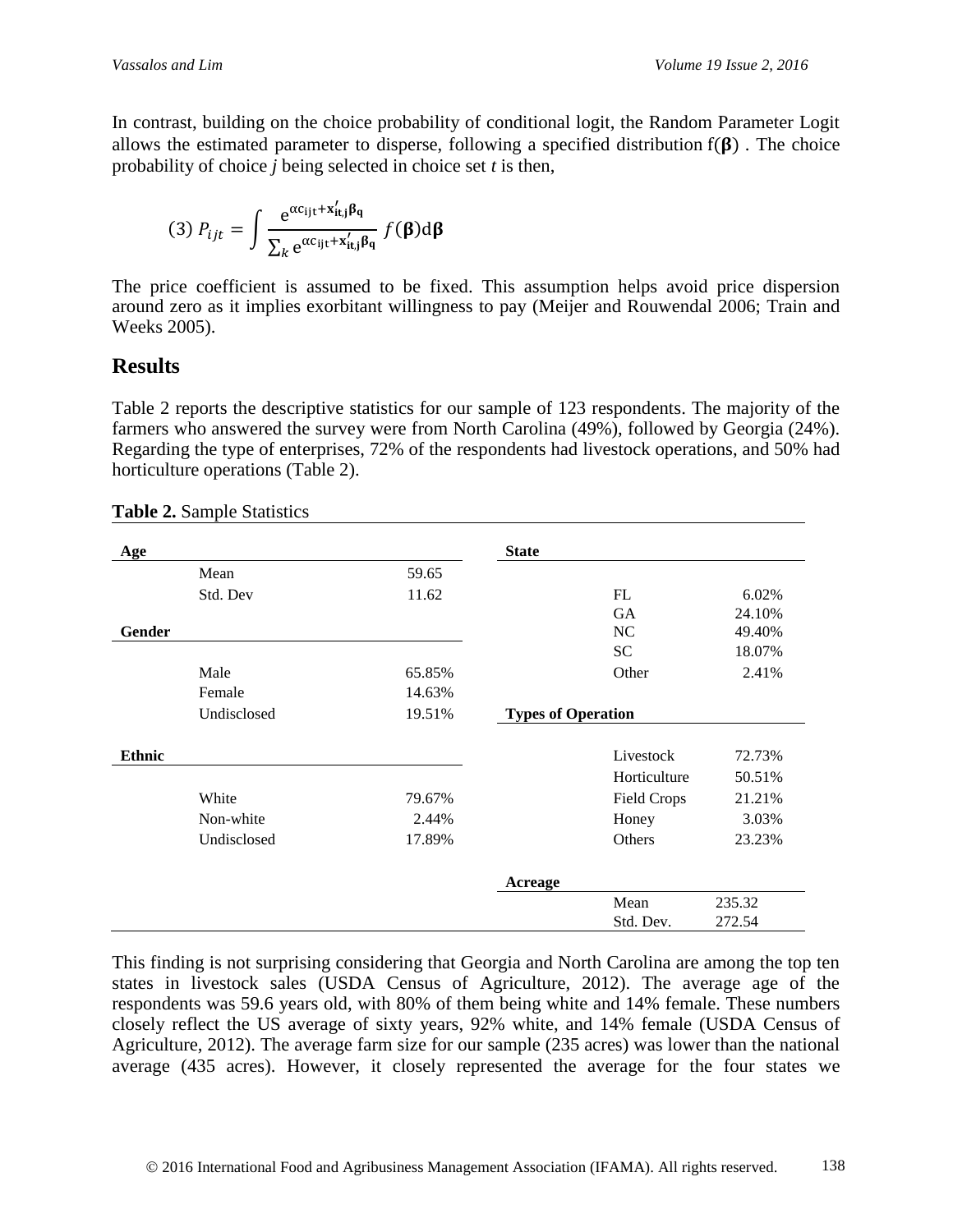In contrast, building on the choice probability of conditional logit, the Random Parameter Logit allows the estimated parameter to disperse, following a specified distribution $f(\boldsymbol{\beta})$ . The choice probability of choice *j* being selected in choice set *t* is then,

$$(3)\ P_{ijt} = \int \frac{e^{\alpha c_{ijt} + \mathbf{x}'_{it,j}\boldsymbol{\beta}_{\mathbf{q}}}}{\sum_k e^{\alpha c_{ijt} + \mathbf{x}'_{it,j}\boldsymbol{\beta}_{\mathbf{q}}}} f(\boldsymbol{\beta}) \mathrm{d}\boldsymbol{\beta}$$

The price coefficient is assumed to be fixed. This assumption helps avoid price dispersion around zero as it implies exorbitant willingness to pay (Meijer and Rouwendal 2006; Train and Weeks 2005).

## Results

Table 2 reports the descriptive statistics for our sample of 123 respondents. The majority of the farmers who answered the survey were from North Carolina (49%), followed by Georgia (24%). Regarding the type of enterprises, 72% of the respondents had livestock operations, and 50% had horticulture operations (Table 2).

**Table 2.** Sample Statistics

| **Age** | | | **State** | | |
|---|---|---|---|---|---|
| | Mean | 59.65 | | | |
| | Std. Dev | 11.62 | | FL | 6.02% |
| | | | | GA | 24.10% |
| **Gender** | | | | NC | 49.40% |
| | | | | SC | 18.07% |
| | Male | 65.85% | | Other | 2.41% |
| | Female | 14.63% | | | |
| | Undisclosed | 19.51% | **Types of Operation** | | |
| **Ethnic** | | | | Livestock | 72.73% |
| | | | | Horticulture | 50.51% |
| | White | 79.67% | | Field Crops | 21.21% |
| | Non-white | 2.44% | | Honey | 3.03% |
| | Undisclosed | 17.89% | | Others | 23.23% |
| | | | **Acreage** | | |
| | | | | Mean | 235.32 |
| | | | | Std. Dev. | 272.54 |

This finding is not surprising considering that Georgia and North Carolina are among the top ten states in livestock sales (USDA Census of Agriculture, 2012). The average age of the respondents was 59.6 years old, with 80% of them being white and 14% female. These numbers closely reflect the US average of sixty years, 92% white, and 14% female (USDA Census of Agriculture, 2012). The average farm size for our sample (235 acres) was lower than the national average (435 acres). However, it closely represented the average for the four states we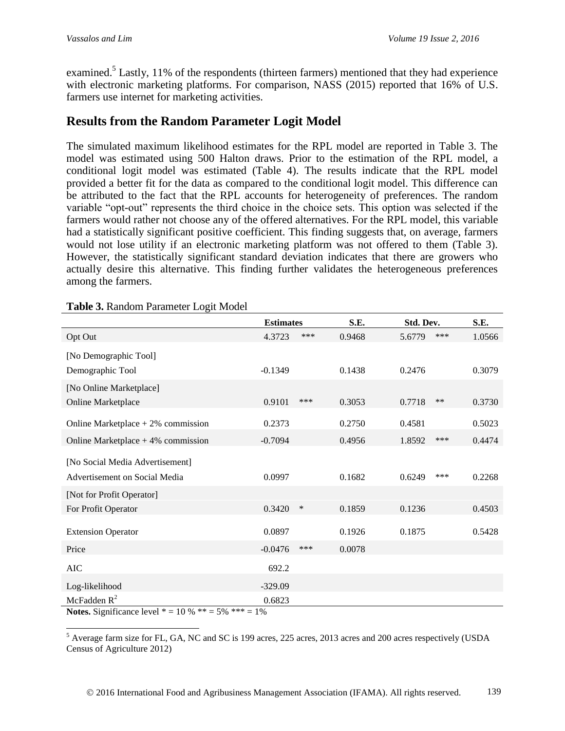examined.[5] Lastly, 11% of the respondents (thirteen farmers) mentioned that they had experience with electronic marketing platforms. For comparison, NASS (2015) reported that 16% of U.S. farmers use internet for marketing activities.

## Results from the Random Parameter Logit Model

The simulated maximum likelihood estimates for the RPL model are reported in Table 3. The model was estimated using 500 Halton draws. Prior to the estimation of the RPL model, a conditional logit model was estimated (Table 4). The results indicate that the RPL model provided a better fit for the data as compared to the conditional logit model. This difference can be attributed to the fact that the RPL accounts for heterogeneity of preferences. The random variable "opt-out" represents the third choice in the choice sets. This option was selected if the farmers would rather not choose any of the offered alternatives. For the RPL model, this variable had a statistically significant positive coefficient. This finding suggests that, on average, farmers would not lose utility if an electronic marketing platform was not offered to them (Table 3). However, the statistically significant standard deviation indicates that there are growers who actually desire this alternative. This finding further validates the heterogeneous preferences among the farmers.

**Table 3.** Random Parameter Logit Model

| | Estimates | | S.E. | Std. Dev. | | S.E. |
|---|---|---|---|---|---|---|
| Opt Out | 4.3723 | *** | 0.9468 | 5.6779 | *** | 1.0566 |
| [No Demographic Tool] | | | | | | |
| Demographic Tool | -0.1349 | | 0.1438 | 0.2476 | | 0.3079 |
| [No Online Marketplace] | | | | | | |
| Online Marketplace | 0.9101 | *** | 0.3053 | 0.7718 | ** | 0.3730 |
| Online Marketplace + 2% commission | 0.2373 | | 0.2750 | 0.4581 | | 0.5023 |
| Online Marketplace + 4% commission | -0.7094 | | 0.4956 | 1.8592 | *** | 0.4474 |
| [No Social Media Advertisement] | | | | | | |
| Advertisement on Social Media | 0.0997 | | 0.1682 | 0.6249 | *** | 0.2268 |
| [Not for Profit Operator] | | | | | | |
| For Profit Operator | 0.3420 | * | 0.1859 | 0.1236 | | 0.4503 |
| Extension Operator | 0.0897 | | 0.1926 | 0.1875 | | 0.5428 |
| Price | -0.0476 | *** | 0.0078 | | | |
| AIC | 692.2 | | | | | |
| Log-likelihood | -329.09 | | | | | |
| McFadden $R^2$ | 0.6823 | | | | | |

**Notes.** Significance level * = 10 % ** = 5% *** = 1%

[5] Average farm size for FL, GA, NC and SC is 199 acres, 225 acres, 2013 acres and 200 acres respectively (USDA Census of Agriculture 2012)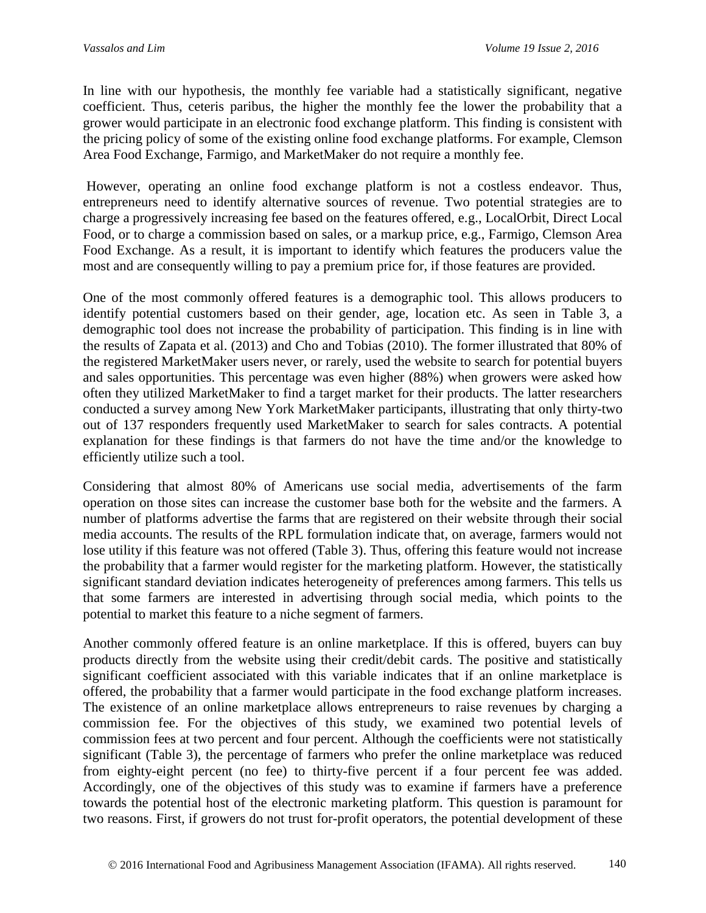In line with our hypothesis, the monthly fee variable had a statistically significant, negative coefficient. Thus, ceteris paribus, the higher the monthly fee the lower the probability that a grower would participate in an electronic food exchange platform. This finding is consistent with the pricing policy of some of the existing online food exchange platforms. For example, Clemson Area Food Exchange, Farmigo, and MarketMaker do not require a monthly fee.

However, operating an online food exchange platform is not a costless endeavor. Thus, entrepreneurs need to identify alternative sources of revenue. Two potential strategies are to charge a progressively increasing fee based on the features offered, e.g., LocalOrbit, Direct Local Food, or to charge a commission based on sales, or a markup price, e.g., Farmigo, Clemson Area Food Exchange. As a result, it is important to identify which features the producers value the most and are consequently willing to pay a premium price for, if those features are provided.

One of the most commonly offered features is a demographic tool. This allows producers to identify potential customers based on their gender, age, location etc. As seen in Table 3, a demographic tool does not increase the probability of participation. This finding is in line with the results of Zapata et al. (2013) and Cho and Tobias (2010). The former illustrated that 80% of the registered MarketMaker users never, or rarely, used the website to search for potential buyers and sales opportunities. This percentage was even higher (88%) when growers were asked how often they utilized MarketMaker to find a target market for their products. The latter researchers conducted a survey among New York MarketMaker participants, illustrating that only thirty-two out of 137 responders frequently used MarketMaker to search for sales contracts. A potential explanation for these findings is that farmers do not have the time and/or the knowledge to efficiently utilize such a tool.

Considering that almost 80% of Americans use social media, advertisements of the farm operation on those sites can increase the customer base both for the website and the farmers. A number of platforms advertise the farms that are registered on their website through their social media accounts. The results of the RPL formulation indicate that, on average, farmers would not lose utility if this feature was not offered (Table 3). Thus, offering this feature would not increase the probability that a farmer would register for the marketing platform. However, the statistically significant standard deviation indicates heterogeneity of preferences among farmers. This tells us that some farmers are interested in advertising through social media, which points to the potential to market this feature to a niche segment of farmers.

Another commonly offered feature is an online marketplace. If this is offered, buyers can buy products directly from the website using their credit/debit cards. The positive and statistically significant coefficient associated with this variable indicates that if an online marketplace is offered, the probability that a farmer would participate in the food exchange platform increases. The existence of an online marketplace allows entrepreneurs to raise revenues by charging a commission fee. For the objectives of this study, we examined two potential levels of commission fees at two percent and four percent. Although the coefficients were not statistically significant (Table 3), the percentage of farmers who prefer the online marketplace was reduced from eighty-eight percent (no fee) to thirty-five percent if a four percent fee was added. Accordingly, one of the objectives of this study was to examine if farmers have a preference towards the potential host of the electronic marketing platform. This question is paramount for two reasons. First, if growers do not trust for-profit operators, the potential development of these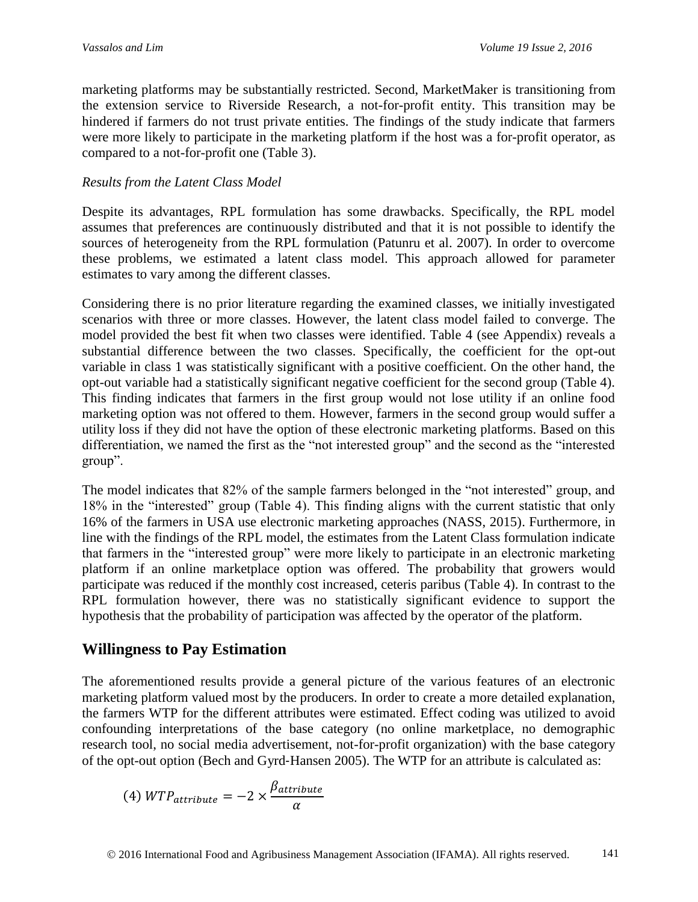marketing platforms may be substantially restricted. Second, MarketMaker is transitioning from the extension service to Riverside Research, a not-for-profit entity. This transition may be hindered if farmers do not trust private entities. The findings of the study indicate that farmers were more likely to participate in the marketing platform if the host was a for-profit operator, as compared to a not-for-profit one (Table 3).

*Results from the Latent Class Model*

Despite its advantages, RPL formulation has some drawbacks. Specifically, the RPL model assumes that preferences are continuously distributed and that it is not possible to identify the sources of heterogeneity from the RPL formulation (Patunru et al. 2007). In order to overcome these problems, we estimated a latent class model. This approach allowed for parameter estimates to vary among the different classes.

Considering there is no prior literature regarding the examined classes, we initially investigated scenarios with three or more classes. However, the latent class model failed to converge. The model provided the best fit when two classes were identified. Table 4 (see Appendix) reveals a substantial difference between the two classes. Specifically, the coefficient for the opt-out variable in class 1 was statistically significant with a positive coefficient. On the other hand, the opt-out variable had a statistically significant negative coefficient for the second group (Table 4). This finding indicates that farmers in the first group would not lose utility if an online food marketing option was not offered to them. However, farmers in the second group would suffer a utility loss if they did not have the option of these electronic marketing platforms. Based on this differentiation, we named the first as the "not interested group" and the second as the "interested group".

The model indicates that 82% of the sample farmers belonged in the "not interested" group, and 18% in the "interested" group (Table 4). This finding aligns with the current statistic that only 16% of the farmers in USA use electronic marketing approaches (NASS, 2015). Furthermore, in line with the findings of the RPL model, the estimates from the Latent Class formulation indicate that farmers in the "interested group" were more likely to participate in an electronic marketing platform if an online marketplace option was offered. The probability that growers would participate was reduced if the monthly cost increased, ceteris paribus (Table 4). In contrast to the RPL formulation however, there was no statistically significant evidence to support the hypothesis that the probability of participation was affected by the operator of the platform.

## Willingness to Pay Estimation

The aforementioned results provide a general picture of the various features of an electronic marketing platform valued most by the producers. In order to create a more detailed explanation, the farmers WTP for the different attributes were estimated. Effect coding was utilized to avoid confounding interpretations of the base category (no online marketplace, no demographic research tool, no social media advertisement, not-for-profit organization) with the base category of the opt-out option (Bech and Gyrd-Hansen 2005). The WTP for an attribute is calculated as:

$$(4)\ WTP_{attribute} = -2 \times \frac{\beta_{attribute}}{\alpha}$$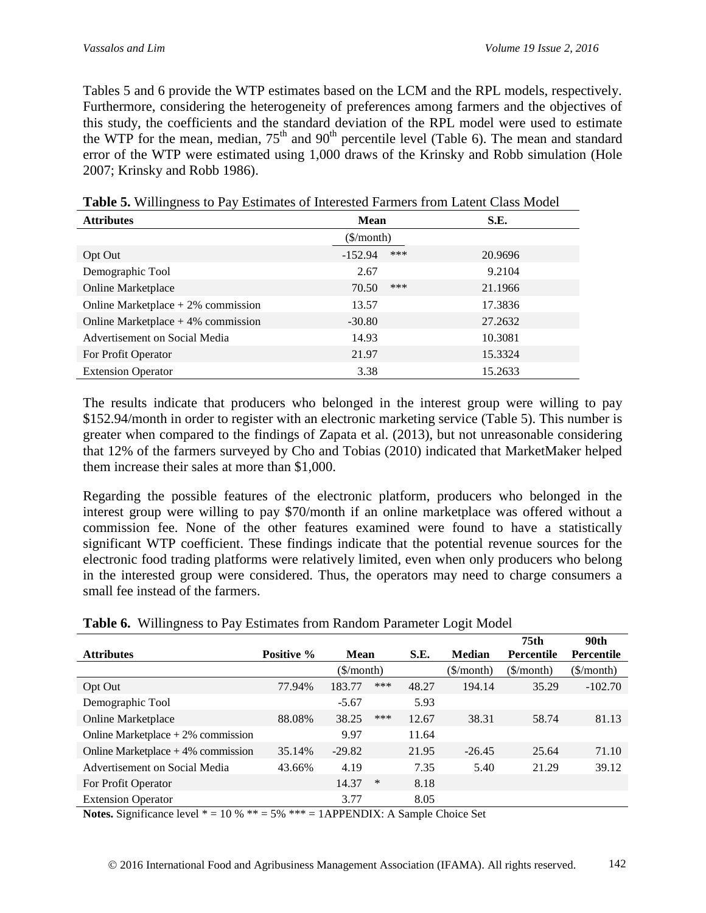Tables 5 and 6 provide the WTP estimates based on the LCM and the RPL models, respectively. Furthermore, considering the heterogeneity of preferences among farmers and the objectives of this study, the coefficients and the standard deviation of the RPL model were used to estimate the WTP for the mean, median, 75[th] and 90[th] percentile level (Table 6). The mean and standard error of the WTP were estimated using 1,000 draws of the Krinsky and Robb simulation (Hole 2007; Krinsky and Robb 1986).

**Table 5.** Willingness to Pay Estimates of Interested Farmers from Latent Class Model

| Attributes | Mean | | S.E. |
|---|---|---|---|
| | ($/month) | | |
| Opt Out | -152.94 | *** | 20.9696 |
| Demographic Tool | 2.67 | | 9.2104 |
| Online Marketplace | 70.50 | *** | 21.1966 |
| Online Marketplace + 2% commission | 13.57 | | 17.3836 |
| Online Marketplace + 4% commission | -30.80 | | 27.2632 |
| Advertisement on Social Media | 14.93 | | 10.3081 |
| For Profit Operator | 21.97 | | 15.3324 |
| Extension Operator | 3.38 | | 15.2633 |

The results indicate that producers who belonged in the interest group were willing to pay $152.94/month in order to register with an electronic marketing service (Table 5). This number is greater when compared to the findings of Zapata et al. (2013), but not unreasonable considering that 12% of the farmers surveyed by Cho and Tobias (2010) indicated that MarketMaker helped them increase their sales at more than $1,000.

Regarding the possible features of the electronic platform, producers who belonged in the interest group were willing to pay $70/month if an online marketplace was offered without a commission fee. None of the other features examined were found to have a statistically significant WTP coefficient. These findings indicate that the potential revenue sources for the electronic food trading platforms were relatively limited, even when only producers who belong in the interested group were considered. Thus, the operators may need to charge consumers a small fee instead of the farmers.

**Table 6.** Willingness to Pay Estimates from Random Parameter Logit Model

| Attributes | Positive % | Mean | | S.E. | Median | 75th Percentile | 90th Percentile |
|---|---|---|---|---|---|---|---|
| | | ($/month) | | | ($/month) | ($/month) | ($/month) |
| Opt Out | 77.94% | 183.77 | *** | 48.27 | 194.14 | 35.29 | -102.70 |
| Demographic Tool | | -5.67 | | 5.93 | | | |
| Online Marketplace | 88.08% | 38.25 | *** | 12.67 | 38.31 | 58.74 | 81.13 |
| Online Marketplace + 2% commission | | 9.97 | | 11.64 | | | |
| Online Marketplace + 4% commission | 35.14% | -29.82 | | 21.95 | -26.45 | 25.64 | 71.10 |
| Advertisement on Social Media | 43.66% | 4.19 | | 7.35 | 5.40 | 21.29 | 39.12 |
| For Profit Operator | | 14.37 | * | 8.18 | | | |
| Extension Operator | | 3.77 | | 8.05 | | | |

**Notes.** Significance level * = 10 % ** = 5% *** = 1APPENDIX: A Sample Choice Set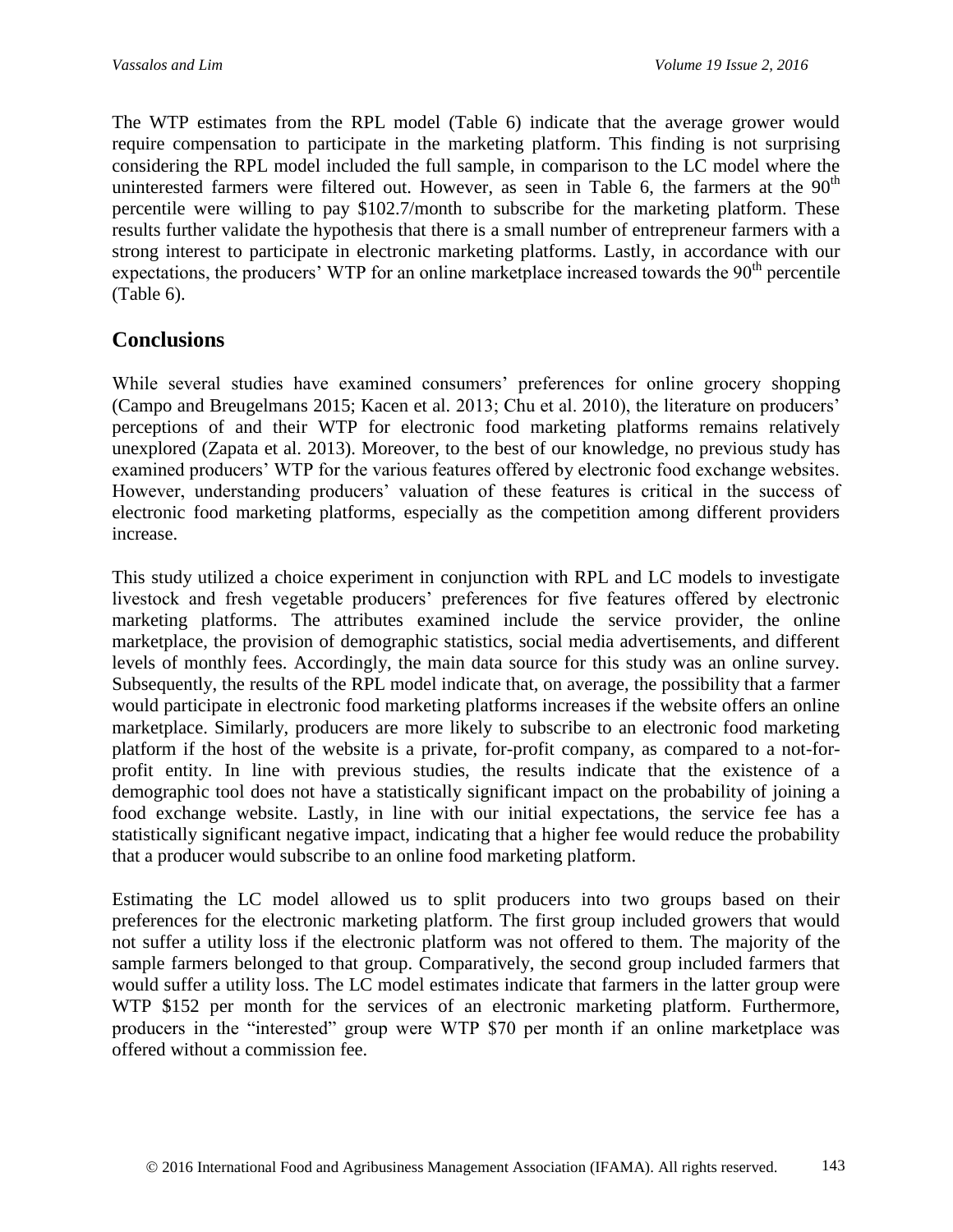The WTP estimates from the RPL model (Table 6) indicate that the average grower would require compensation to participate in the marketing platform. This finding is not surprising considering the RPL model included the full sample, in comparison to the LC model where the uninterested farmers were filtered out. However, as seen in Table 6, the farmers at the 90th percentile were willing to pay $102.7/month to subscribe for the marketing platform. These results further validate the hypothesis that there is a small number of entrepreneur farmers with a strong interest to participate in electronic marketing platforms. Lastly, in accordance with our expectations, the producers' WTP for an online marketplace increased towards the 90th percentile (Table 6).

## Conclusions

While several studies have examined consumers' preferences for online grocery shopping (Campo and Breugelmans 2015; Kacen et al. 2013; Chu et al. 2010), the literature on producers' perceptions of and their WTP for electronic food marketing platforms remains relatively unexplored (Zapata et al. 2013). Moreover, to the best of our knowledge, no previous study has examined producers' WTP for the various features offered by electronic food exchange websites. However, understanding producers' valuation of these features is critical in the success of electronic food marketing platforms, especially as the competition among different providers increase.

This study utilized a choice experiment in conjunction with RPL and LC models to investigate livestock and fresh vegetable producers' preferences for five features offered by electronic marketing platforms. The attributes examined include the service provider, the online marketplace, the provision of demographic statistics, social media advertisements, and different levels of monthly fees. Accordingly, the main data source for this study was an online survey. Subsequently, the results of the RPL model indicate that, on average, the possibility that a farmer would participate in electronic food marketing platforms increases if the website offers an online marketplace. Similarly, producers are more likely to subscribe to an electronic food marketing platform if the host of the website is a private, for-profit company, as compared to a not-for-profit entity. In line with previous studies, the results indicate that the existence of a demographic tool does not have a statistically significant impact on the probability of joining a food exchange website. Lastly, in line with our initial expectations, the service fee has a statistically significant negative impact, indicating that a higher fee would reduce the probability that a producer would subscribe to an online food marketing platform.

Estimating the LC model allowed us to split producers into two groups based on their preferences for the electronic marketing platform. The first group included growers that would not suffer a utility loss if the electronic platform was not offered to them. The majority of the sample farmers belonged to that group. Comparatively, the second group included farmers that would suffer a utility loss. The LC model estimates indicate that farmers in the latter group were WTP $152 per month for the services of an electronic marketing platform. Furthermore, producers in the "interested" group were WTP $70 per month if an online marketplace was offered without a commission fee.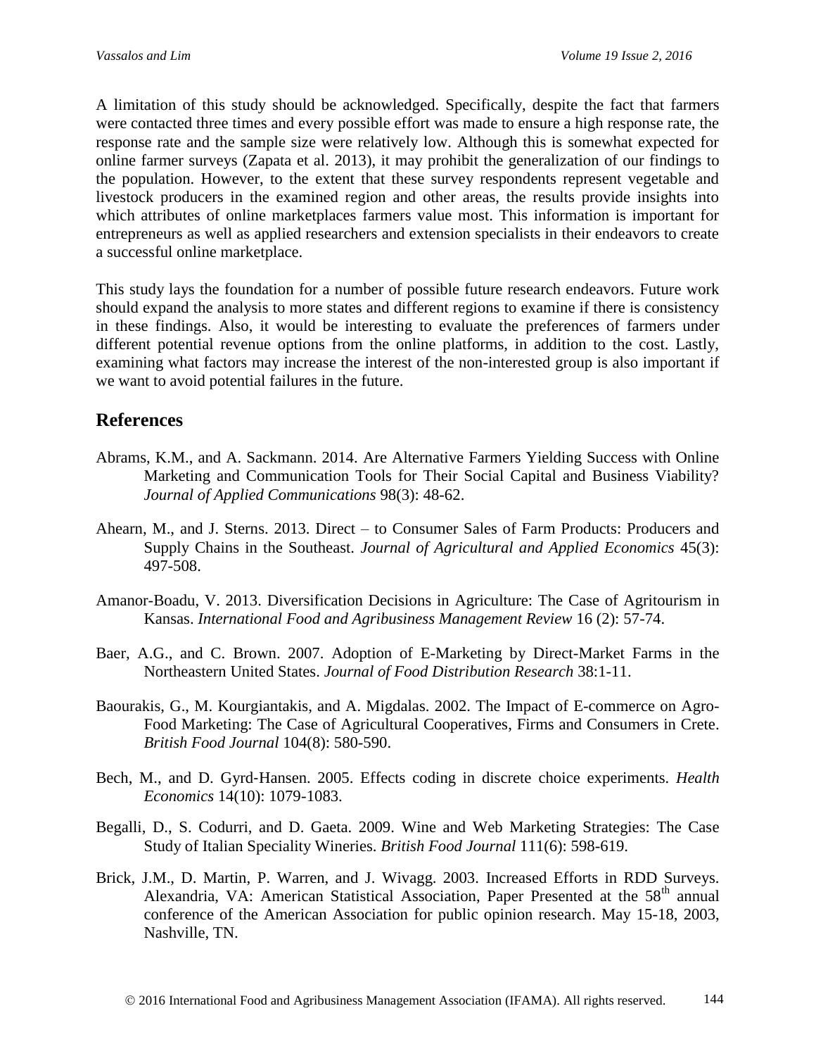A limitation of this study should be acknowledged. Specifically, despite the fact that farmers were contacted three times and every possible effort was made to ensure a high response rate, the response rate and the sample size were relatively low. Although this is somewhat expected for online farmer surveys (Zapata et al. 2013), it may prohibit the generalization of our findings to the population. However, to the extent that these survey respondents represent vegetable and livestock producers in the examined region and other areas, the results provide insights into which attributes of online marketplaces farmers value most. This information is important for entrepreneurs as well as applied researchers and extension specialists in their endeavors to create a successful online marketplace.

This study lays the foundation for a number of possible future research endeavors. Future work should expand the analysis to more states and different regions to examine if there is consistency in these findings. Also, it would be interesting to evaluate the preferences of farmers under different potential revenue options from the online platforms, in addition to the cost. Lastly, examining what factors may increase the interest of the non-interested group is also important if we want to avoid potential failures in the future.

## References

Abrams, K.M., and A. Sackmann. 2014. Are Alternative Farmers Yielding Success with Online Marketing and Communication Tools for Their Social Capital and Business Viability? *Journal of Applied Communications* 98(3): 48-62.

Ahearn, M., and J. Sterns. 2013. Direct – to Consumer Sales of Farm Products: Producers and Supply Chains in the Southeast. *Journal of Agricultural and Applied Economics* 45(3): 497-508.

Amanor-Boadu, V. 2013. Diversification Decisions in Agriculture: The Case of Agritourism in Kansas. *International Food and Agribusiness Management Review* 16 (2): 57-74.

Baer, A.G., and C. Brown. 2007. Adoption of E-Marketing by Direct-Market Farms in the Northeastern United States. *Journal of Food Distribution Research* 38:1-11.

Baourakis, G., M. Kourgiantakis, and A. Migdalas. 2002. The Impact of E-commerce on Agro-Food Marketing: The Case of Agricultural Cooperatives, Firms and Consumers in Crete. *British Food Journal* 104(8): 580-590.

Bech, M., and D. Gyrd-Hansen. 2005. Effects coding in discrete choice experiments. *Health Economics* 14(10): 1079-1083.

Begalli, D., S. Codurri, and D. Gaeta. 2009. Wine and Web Marketing Strategies: The Case Study of Italian Speciality Wineries. *British Food Journal* 111(6): 598-619.

Brick, J.M., D. Martin, P. Warren, and J. Wivagg. 2003. Increased Efforts in RDD Surveys. Alexandria, VA: American Statistical Association, Paper Presented at the 58th annual conference of the American Association for public opinion research. May 15-18, 2003, Nashville, TN.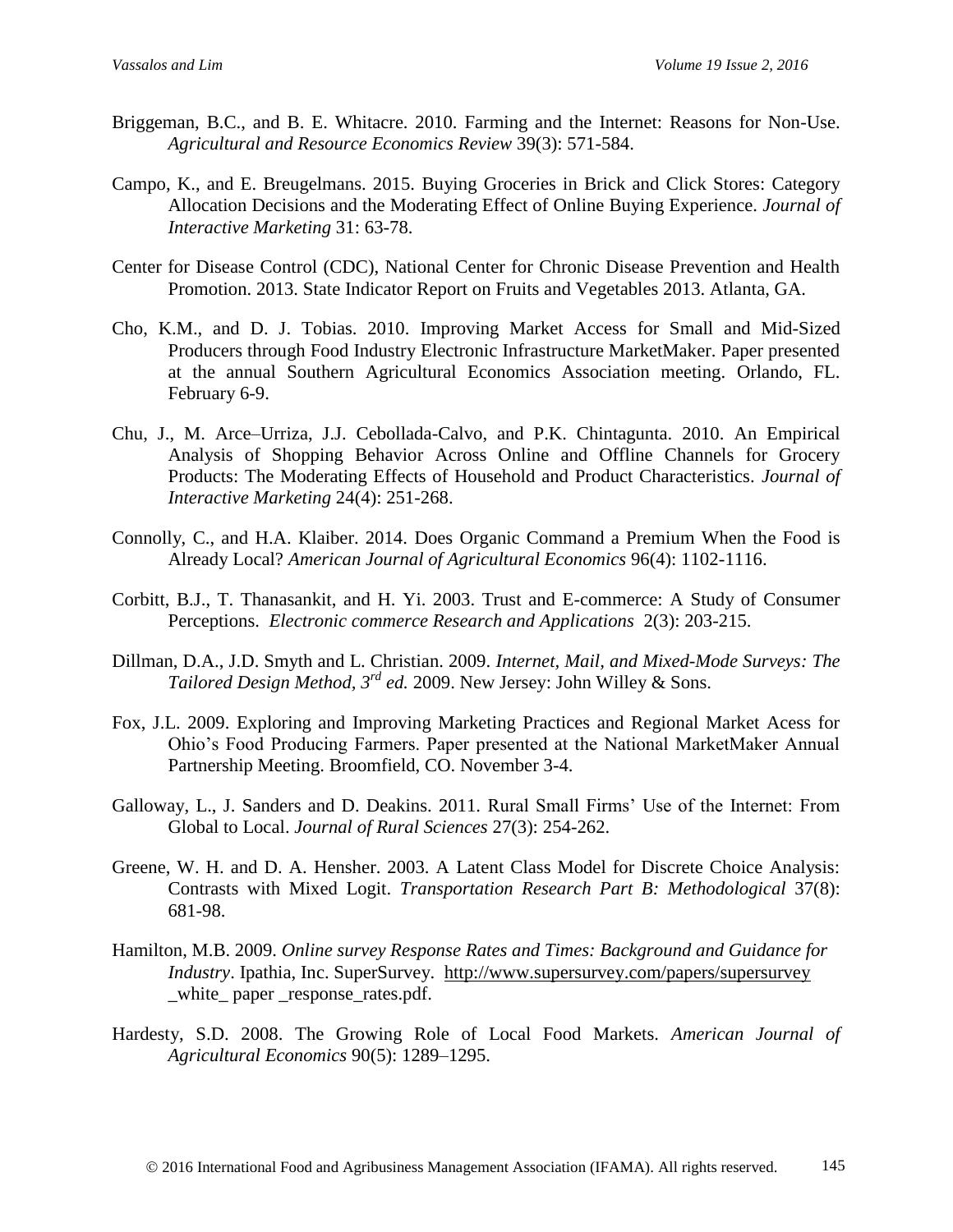Briggeman, B.C., and B. E. Whitacre. 2010. Farming and the Internet: Reasons for Non-Use. *Agricultural and Resource Economics Review* 39(3): 571-584.

Campo, K., and E. Breugelmans. 2015. Buying Groceries in Brick and Click Stores: Category Allocation Decisions and the Moderating Effect of Online Buying Experience. *Journal of Interactive Marketing* 31: 63-78.

Center for Disease Control (CDC), National Center for Chronic Disease Prevention and Health Promotion. 2013. State Indicator Report on Fruits and Vegetables 2013. Atlanta, GA.

Cho, K.M., and D. J. Tobias. 2010. Improving Market Access for Small and Mid-Sized Producers through Food Industry Electronic Infrastructure MarketMaker. Paper presented at the annual Southern Agricultural Economics Association meeting. Orlando, FL. February 6-9.

Chu, J., M. Arce–Urriza, J.J. Cebollada-Calvo, and P.K. Chintagunta. 2010. An Empirical Analysis of Shopping Behavior Across Online and Offline Channels for Grocery Products: The Moderating Effects of Household and Product Characteristics. *Journal of Interactive Marketing* 24(4): 251-268.

Connolly, C., and H.A. Klaiber. 2014. Does Organic Command a Premium When the Food is Already Local? *American Journal of Agricultural Economics* 96(4): 1102-1116.

Corbitt, B.J., T. Thanasankit, and H. Yi. 2003. Trust and E-commerce: A Study of Consumer Perceptions. *Electronic commerce Research and Applications* 2(3): 203-215.

Dillman, D.A., J.D. Smyth and L. Christian. 2009. *Internet, Mail, and Mixed-Mode Surveys: The Tailored Design Method, 3rd ed.* 2009. New Jersey: John Willey & Sons.

Fox, J.L. 2009. Exploring and Improving Marketing Practices and Regional Market Acess for Ohio's Food Producing Farmers. Paper presented at the National MarketMaker Annual Partnership Meeting. Broomfield, CO. November 3-4.

Galloway, L., J. Sanders and D. Deakins. 2011. Rural Small Firms' Use of the Internet: From Global to Local. *Journal of Rural Sciences* 27(3): 254-262.

Greene, W. H. and D. A. Hensher. 2003. A Latent Class Model for Discrete Choice Analysis: Contrasts with Mixed Logit. *Transportation Research Part B: Methodological* 37(8): 681-98.

Hamilton, M.B. 2009. *Online survey Response Rates and Times: Background and Guidance for Industry*. Ipathia, Inc. SuperSurvey. http://www.supersurvey.com/papers/supersurvey _white_ paper _response_rates.pdf.

Hardesty, S.D. 2008. The Growing Role of Local Food Markets. *American Journal of Agricultural Economics* 90(5): 1289–1295.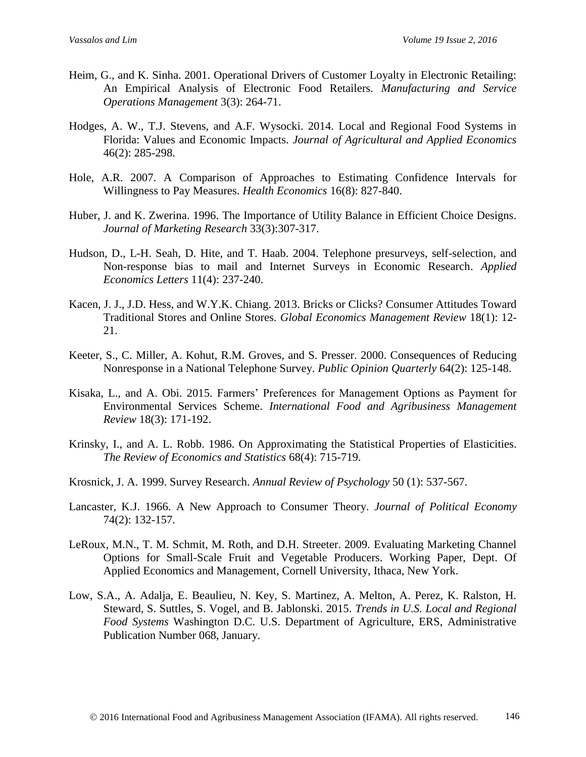Heim, G., and K. Sinha. 2001. Operational Drivers of Customer Loyalty in Electronic Retailing: An Empirical Analysis of Electronic Food Retailers. *Manufacturing and Service Operations Management* 3(3): 264-71.

Hodges, A. W., T.J. Stevens, and A.F. Wysocki. 2014. Local and Regional Food Systems in Florida: Values and Economic Impacts. *Journal of Agricultural and Applied Economics* 46(2): 285-298.

Hole, A.R. 2007. A Comparison of Approaches to Estimating Confidence Intervals for Willingness to Pay Measures. *Health Economics* 16(8): 827-840.

Huber, J. and K. Zwerina. 1996. The Importance of Utility Balance in Efficient Choice Designs. *Journal of Marketing Research* 33(3):307-317.

Hudson, D., L-H. Seah, D. Hite, and T. Haab. 2004. Telephone presurveys, self-selection, and Non-response bias to mail and Internet Surveys in Economic Research. *Applied Economics Letters* 11(4): 237-240.

Kacen, J. J., J.D. Hess, and W.Y.K. Chiang. 2013. Bricks or Clicks? Consumer Attitudes Toward Traditional Stores and Online Stores. *Global Economics Management Review* 18(1): 12-21.

Keeter, S., C. Miller, A. Kohut, R.M. Groves, and S. Presser. 2000. Consequences of Reducing Nonresponse in a National Telephone Survey. *Public Opinion Quarterly* 64(2): 125-148.

Kisaka, L., and A. Obi. 2015. Farmers' Preferences for Management Options as Payment for Environmental Services Scheme. *International Food and Agribusiness Management Review* 18(3): 171-192.

Krinsky, I., and A. L. Robb. 1986. On Approximating the Statistical Properties of Elasticities. *The Review of Economics and Statistics* 68(4): 715-719.

Krosnick, J. A. 1999. Survey Research. *Annual Review of Psychology* 50 (1): 537-567.

Lancaster, K.J. 1966. A New Approach to Consumer Theory. *Journal of Political Economy* 74(2): 132-157.

LeRoux, M.N., T. M. Schmit, M. Roth, and D.H. Streeter. 2009. Evaluating Marketing Channel Options for Small-Scale Fruit and Vegetable Producers. Working Paper, Dept. Of Applied Economics and Management, Cornell University, Ithaca, New York.

Low, S.A., A. Adalja, E. Beaulieu, N. Key, S. Martinez, A. Melton, A. Perez, K. Ralston, H. Steward, S. Suttles, S. Vogel, and B. Jablonski. 2015. *Trends in U.S. Local and Regional Food Systems* Washington D.C. U.S. Department of Agriculture, ERS, Administrative Publication Number 068, January.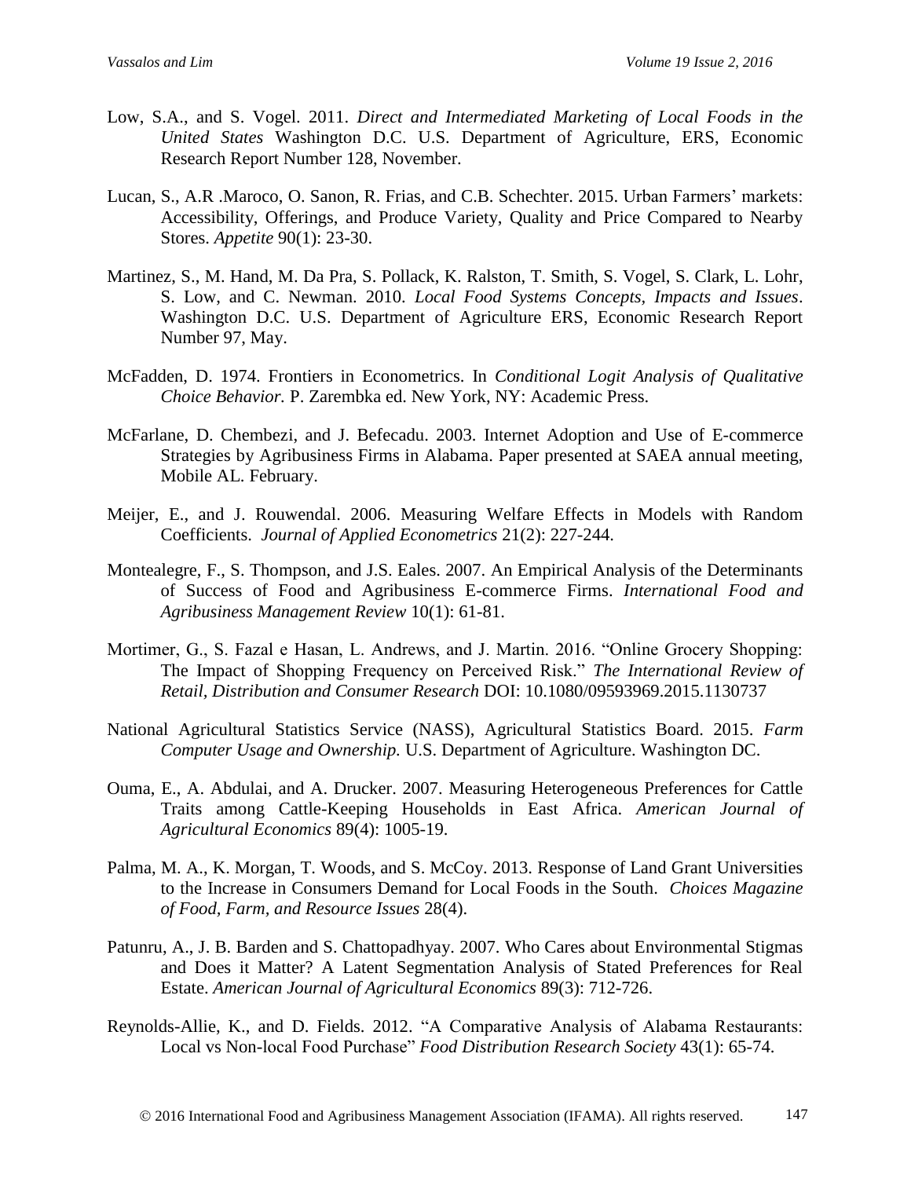Low, S.A., and S. Vogel. 2011. *Direct and Intermediated Marketing of Local Foods in the United States* Washington D.C. U.S. Department of Agriculture, ERS, Economic Research Report Number 128, November.

Lucan, S., A.R .Maroco, O. Sanon, R. Frias, and C.B. Schechter. 2015. Urban Farmers' markets: Accessibility, Offerings, and Produce Variety, Quality and Price Compared to Nearby Stores. *Appetite* 90(1): 23-30.

Martinez, S., M. Hand, M. Da Pra, S. Pollack, K. Ralston, T. Smith, S. Vogel, S. Clark, L. Lohr, S. Low, and C. Newman. 2010. *Local Food Systems Concepts, Impacts and Issues*. Washington D.C. U.S. Department of Agriculture ERS, Economic Research Report Number 97, May.

McFadden, D. 1974. Frontiers in Econometrics. In *Conditional Logit Analysis of Qualitative Choice Behavior.* P. Zarembka ed. New York, NY: Academic Press.

McFarlane, D. Chembezi, and J. Befecadu. 2003. Internet Adoption and Use of E-commerce Strategies by Agribusiness Firms in Alabama. Paper presented at SAEA annual meeting, Mobile AL. February.

Meijer, E., and J. Rouwendal. 2006. Measuring Welfare Effects in Models with Random Coefficients. *Journal of Applied Econometrics* 21(2): 227-244.

Montealegre, F., S. Thompson, and J.S. Eales. 2007. An Empirical Analysis of the Determinants of Success of Food and Agribusiness E-commerce Firms. *International Food and Agribusiness Management Review* 10(1): 61-81.

Mortimer, G., S. Fazal e Hasan, L. Andrews, and J. Martin. 2016. "Online Grocery Shopping: The Impact of Shopping Frequency on Perceived Risk." *The International Review of Retail, Distribution and Consumer Research* DOI: 10.1080/09593969.2015.1130737

National Agricultural Statistics Service (NASS), Agricultural Statistics Board. 2015. *Farm Computer Usage and Ownership.* U.S. Department of Agriculture. Washington DC.

Ouma, E., A. Abdulai, and A. Drucker. 2007. Measuring Heterogeneous Preferences for Cattle Traits among Cattle-Keeping Households in East Africa. *American Journal of Agricultural Economics* 89(4): 1005-19.

Palma, M. A., K. Morgan, T. Woods, and S. McCoy. 2013. Response of Land Grant Universities to the Increase in Consumers Demand for Local Foods in the South. *Choices Magazine of Food, Farm, and Resource Issues* 28(4).

Patunru, A., J. B. Barden and S. Chattopadhyay. 2007. Who Cares about Environmental Stigmas and Does it Matter? A Latent Segmentation Analysis of Stated Preferences for Real Estate. *American Journal of Agricultural Economics* 89(3): 712-726.

Reynolds-Allie, K., and D. Fields. 2012. "A Comparative Analysis of Alabama Restaurants: Local vs Non-local Food Purchase" *Food Distribution Research Society* 43(1): 65-74.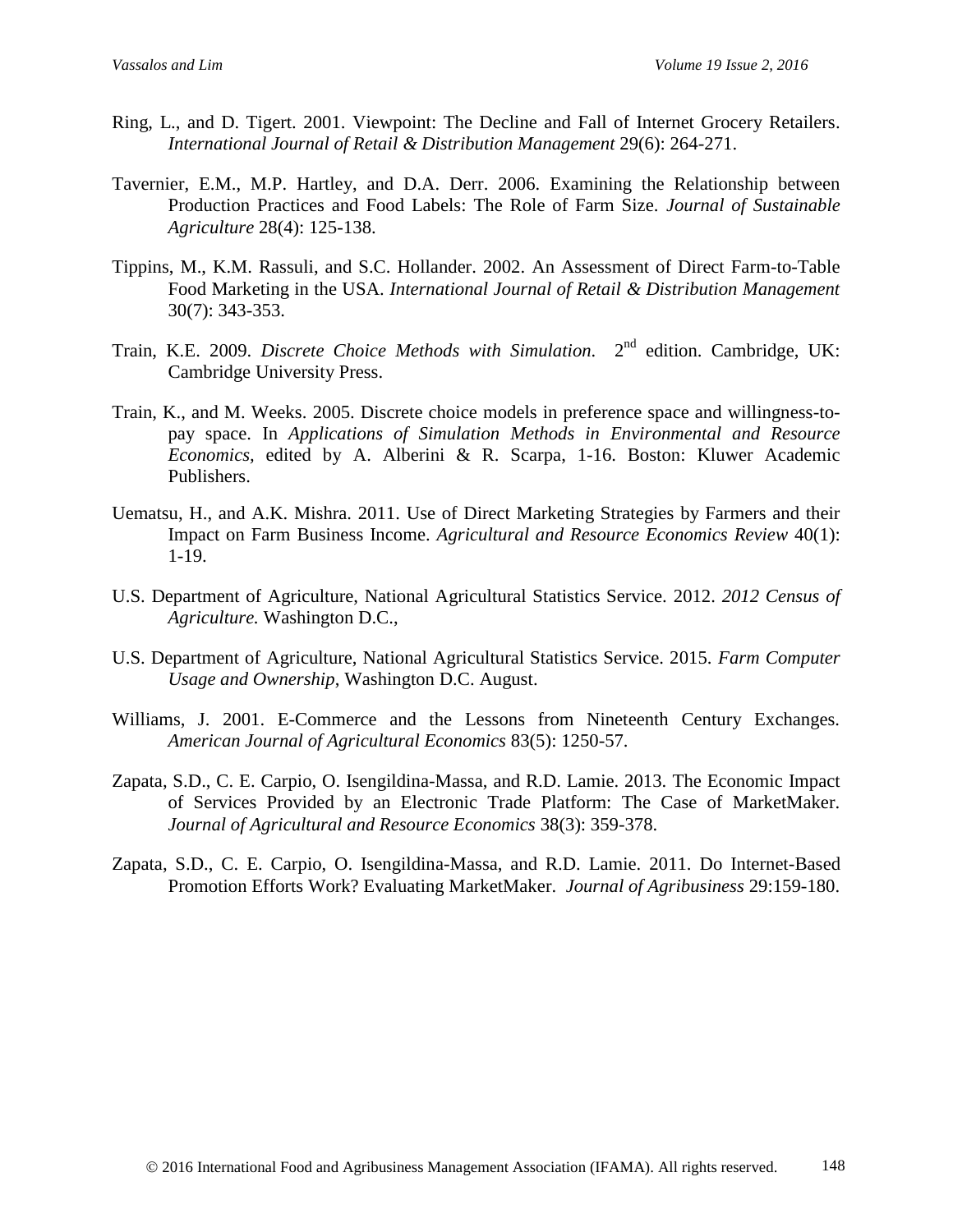Ring, L., and D. Tigert. 2001. Viewpoint: The Decline and Fall of Internet Grocery Retailers. *International Journal of Retail & Distribution Management* 29(6): 264-271.

Tavernier, E.M., M.P. Hartley, and D.A. Derr. 2006. Examining the Relationship between Production Practices and Food Labels: The Role of Farm Size. *Journal of Sustainable Agriculture* 28(4): 125-138.

Tippins, M., K.M. Rassuli, and S.C. Hollander. 2002. An Assessment of Direct Farm-to-Table Food Marketing in the USA. *International Journal of Retail & Distribution Management* 30(7): 343-353.

Train, K.E. 2009. *Discrete Choice Methods with Simulation*. 2nd edition. Cambridge, UK: Cambridge University Press.

Train, K., and M. Weeks. 2005. Discrete choice models in preference space and willingness-to-pay space. In *Applications of Simulation Methods in Environmental and Resource Economics*, edited by A. Alberini & R. Scarpa, 1-16. Boston: Kluwer Academic Publishers.

Uematsu, H., and A.K. Mishra. 2011. Use of Direct Marketing Strategies by Farmers and their Impact on Farm Business Income. *Agricultural and Resource Economics Review* 40(1): 1-19.

U.S. Department of Agriculture, National Agricultural Statistics Service. 2012. *2012 Census of Agriculture*. Washington D.C.,

U.S. Department of Agriculture, National Agricultural Statistics Service. 2015. *Farm Computer Usage and Ownership*, Washington D.C. August.

Williams, J. 2001. E-Commerce and the Lessons from Nineteenth Century Exchanges. *American Journal of Agricultural Economics* 83(5): 1250-57.

Zapata, S.D., C. E. Carpio, O. Isengildina-Massa, and R.D. Lamie. 2013. The Economic Impact of Services Provided by an Electronic Trade Platform: The Case of MarketMaker. *Journal of Agricultural and Resource Economics* 38(3): 359-378.

Zapata, S.D., C. E. Carpio, O. Isengildina-Massa, and R.D. Lamie. 2011. Do Internet-Based Promotion Efforts Work? Evaluating MarketMaker. *Journal of Agribusiness* 29:159-180.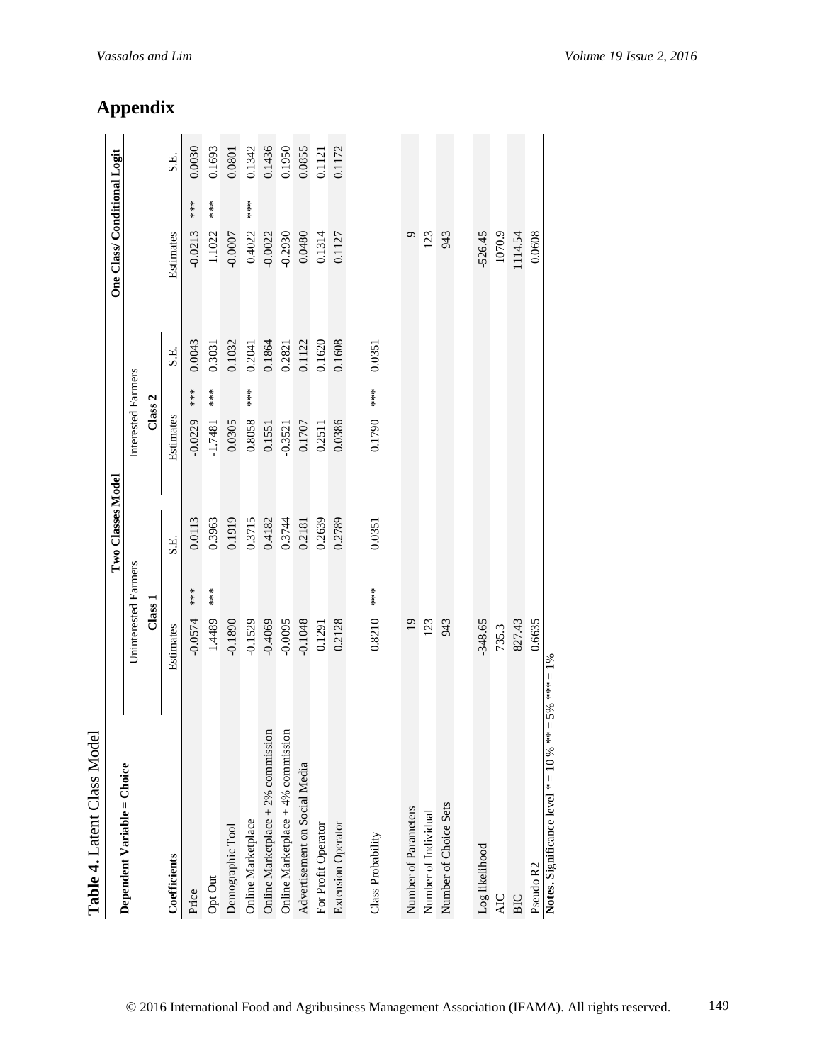## Appendix

**Table 4.** Latent Class Model

| Dependent Variable = Choice | Two Classes Model | | | | | | One Class/ Conditional Logit | | |
|---|---|---|---|---|---|---|---|---|---|
| | Uninterested Farmers Class 1 | | | Interested Farmers Class 2 | | | | | |
| **Coefficients** | Estimates | | S.E. | Estimates | | S.E. | Estimates | | S.E. |
| Price | -0.0574 | *** | 0.0113 | -0.0229 | *** | 0.0043 | -0.0213 | *** | 0.0030 |
| Opt Out | 1.4489 | *** | 0.3963 | -1.7481 | *** | 0.3031 | 1.1022 | *** | 0.1693 |
| Demographic Tool | -0.1890 | | 0.1919 | 0.0305 | | 0.1032 | -0.0007 | | 0.0801 |
| Online Marketplace | -0.1529 | | 0.3715 | 0.8058 | *** | 0.2041 | 0.4022 | *** | 0.1342 |
| Online Marketplace + 2% commission | -0.4069 | | 0.4182 | 0.1551 | | 0.1864 | -0.0022 | | 0.1436 |
| Online Marketplace + 4% commission | -0.0095 | | 0.3744 | -0.3521 | | 0.2821 | -0.2930 | | 0.1950 |
| Advertisement on Social Media | -0.1048 | | 0.2181 | 0.1707 | | 0.1122 | 0.0480 | | 0.0855 |
| For Profit Operator | 0.1291 | | 0.2639 | 0.2511 | | 0.1620 | 0.1314 | | 0.1121 |
| Extension Operator | 0.2128 | | 0.2789 | 0.0386 | | 0.1608 | 0.1127 | | 0.1172 |
| Class Probability | 0.8210 | *** | 0.0351 | 0.1790 | *** | 0.0351 | | | |
| Number of Parameters | 19 | | | | | | 9 | | |
| Number of Individual | 123 | | | | | | 123 | | |
| Number of Choice Sets | 943 | | | | | | 943 | | |
| Log likelihood | -348.65 | | | | | | -526.45 | | |
| AIC | 735.3 | | | | | | 1070.9 | | |
| BIC | 827.43 | | | | | | 1114.54 | | |
| Pseudo R2 | 0.6635 | | | | | | 0.0608 | | |

**Notes.** Significance level * = 10 % ** = 5% *** = 1%